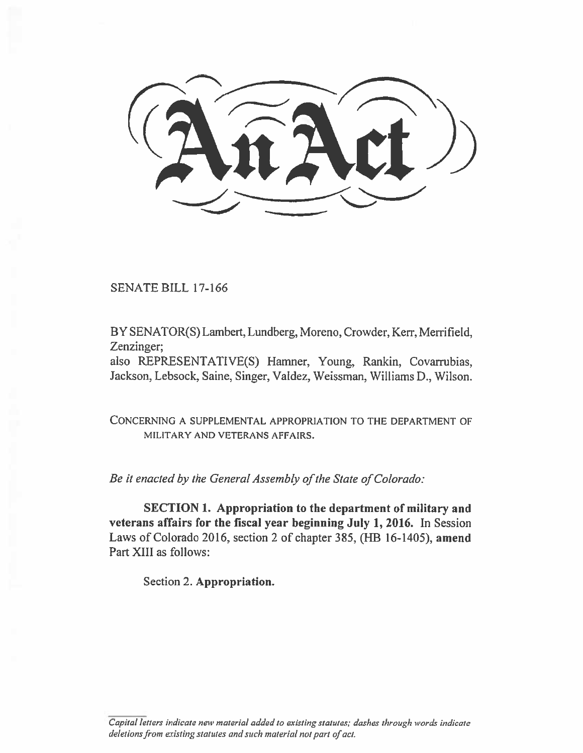# An Act

SENATE BILL 17-166

BY SENATOR(S) Lambert, Lundberg, Moreno, Crowder, Kerr, Merrifield, Zenzinger;
also REPRESENTATIVE(S) Hamner, Young, Rankin, Covarrubias, Jackson, Lebsock, Saine, Singer, Valdez, Weissman, Williams D., Wilson.

CONCERNING A SUPPLEMENTAL APPROPRIATION TO THE DEPARTMENT OF MILITARY AND VETERANS AFFAIRS.

*Be it enacted by the General Assembly of the State of Colorado:*

**SECTION 1. Appropriation to the department of military and veterans affairs for the fiscal year beginning July 1, 2016.** In Session Laws of Colorado 2016, section 2 of chapter 385, (HB 16-1405), **amend** Part XIII as follows:

Section 2. **Appropriation.**

*Capital letters indicate new material added to existing statutes; dashes through words indicate deletions from existing statutes and such material not part of act.*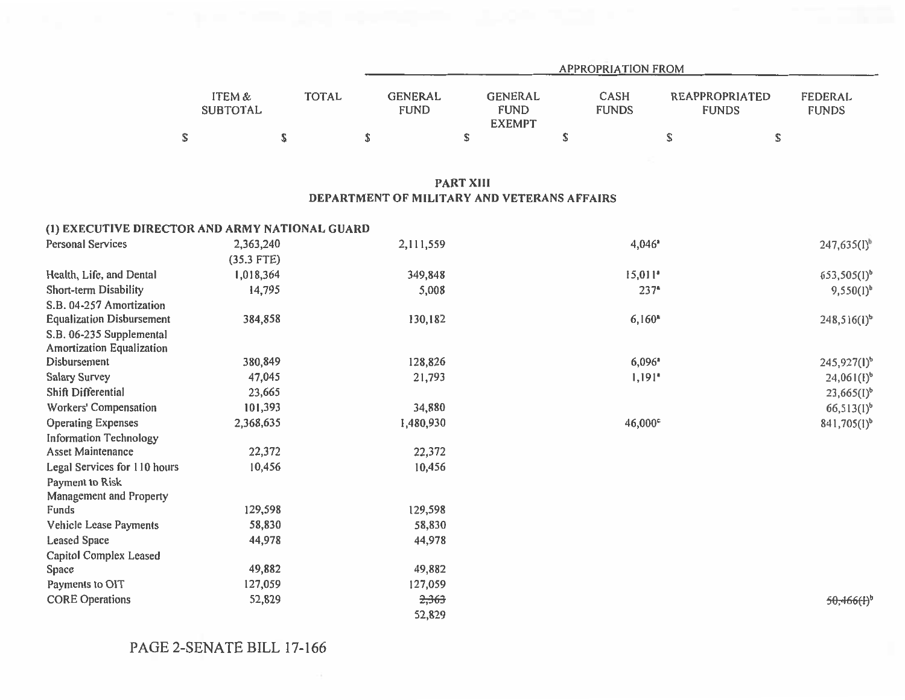| | ITEM & SUBTOTAL | TOTAL | APPROPRIATION FROM | | | | |
|---|---|---|---|---|---|---|---|
| | | | GENERAL FUND | GENERAL FUND EXEMPT | CASH FUNDS | REAPPROPRIATED FUNDS | FEDERAL FUNDS |
| | $ | $ | $ | $ | $ | $ | $ |

## PART XIII
## DEPARTMENT OF MILITARY AND VETERANS AFFAIRS

### (1) EXECUTIVE DIRECTOR AND ARMY NATIONAL GUARD

| | ITEM & SUBTOTAL | TOTAL | GENERAL FUND | GENERAL FUND EXEMPT | CASH FUNDS | REAPPROPRIATED FUNDS | FEDERAL FUNDS |
|---|---|---|---|---|---|---|---|
| Personal Services | 2,363,240 (35.3 FTE) | | 2,111,559 | | 4,046[a] | | 247,635(I)[b] |
| Health, Life, and Dental | 1,018,364 | | 349,848 | | 15,011[a] | | 653,505(I)[b] |
| Short-term Disability | 14,795 | | 5,008 | | 237[a] | | 9,550(I)[b] |
| S.B. 04-257 Amortization Equalization Disbursement | 384,858 | | 130,182 | | 6,160[a] | | 248,516(I)[b] |
| S.B. 06-235 Supplemental Amortization Equalization Disbursement | 380,849 | | 128,826 | | 6,096[a] | | 245,927(I)[b] |
| Salary Survey | 47,045 | | 21,793 | | 1,191[a] | | 24,061(I)[b] |
| Shift Differential | 23,665 | | | | | | 23,665(I)[b] |
| Workers' Compensation | 101,393 | | 34,880 | | | | 66,513(I)[b] |
| Operating Expenses | 2,368,635 | | 1,480,930 | | 46,000[c] | | 841,705(I)[b] |
| Information Technology Asset Maintenance | 22,372 | | 22,372 | | | | |
| Legal Services for 110 hours | 10,456 | | 10,456 | | | | |
| Payment to Risk Management and Property Funds | 129,598 | | 129,598 | | | | |
| Vehicle Lease Payments | 58,830 | | 58,830 | | | | |
| Leased Space | 44,978 | | 44,978 | | | | |
| Capitol Complex Leased Space | 49,882 | | 49,882 | | | | |
| Payments to OIT | 127,059 | | 127,059 | | | | |
| CORE Operations | 52,829 | | ~~2,363~~ 52,829 | | | | ~~50,466(I)~~[b] |

PAGE 2-SENATE BILL 17-166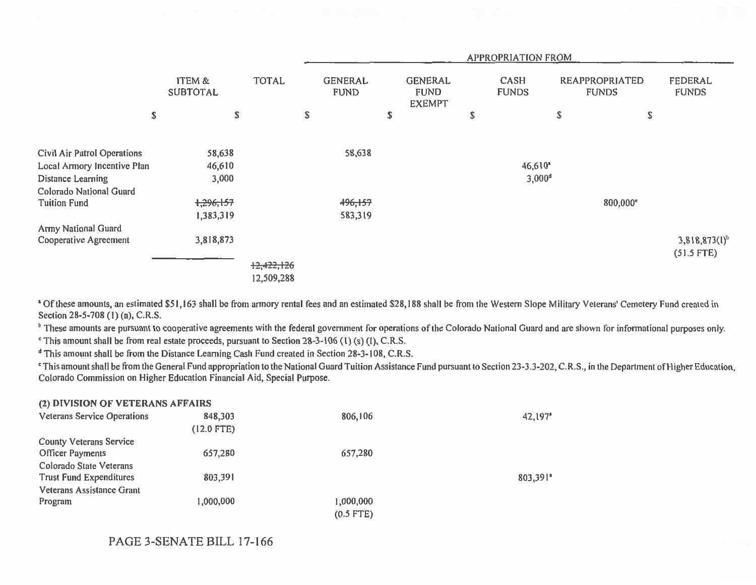| | ITEM & SUBTOTAL | TOTAL | APPROPRIATION FROM GENERAL FUND | GENERAL FUND EXEMPT | CASH FUNDS | REAPPROPRIATED FUNDS | FEDERAL FUNDS |
|---|---|---|---|---|---|---|---|
| | $ | $ | $ | $ | $ | $ | $ |
| Civil Air Patrol Operations | 58,638 | | 58,638 | | | | |
| Local Armory Incentive Plan | 46,610 | | | | 46,610[a] | | |
| Distance Learning | 3,000 | | | | 3,000[d] | | |
| Colorado National Guard Tuition Fund | ~~1,296,157~~ 1,383,319 | | ~~496,157~~ 583,319 | | | 800,000[e] | |
| Army National Guard Cooperative Agreement | 3,818,873 | | | | | | 3,818,873(I)[b] (51.5 FTE) |
| | | ~~12,422,126~~ 12,509,288 | | | | | |

[a] Of these amounts, an estimated $51,163 shall be from armory rental fees and an estimated $28,188 shall be from the Western Slope Military Veterans' Cemetery Fund created in Section 28-5-708 (1) (a), C.R.S.

[b] These amounts are pursuant to cooperative agreements with the federal government for operations of the Colorado National Guard and are shown for informational purposes only.

[c] This amount shall be from real estate proceeds, pursuant to Section 28-3-106 (1) (s) (I), C.R.S.

[d] This amount shall be from the Distance Learning Cash Fund created in Section 28-3-108, C.R.S.

[e] This amount shall be from the General Fund appropriation to the National Guard Tuition Assistance Fund pursuant to Section 23-3.3-202, C.R.S., in the Department of Higher Education, Colorado Commission on Higher Education Financial Aid, Special Purpose.

**(2) DIVISION OF VETERANS AFFAIRS**

| | ITEM & SUBTOTAL | TOTAL | GENERAL FUND | GENERAL FUND EXEMPT | CASH FUNDS | REAPPROPRIATED FUNDS | FEDERAL FUNDS |
|---|---|---|---|---|---|---|---|
| Veterans Service Operations | 848,303 (12.0 FTE) | | 806,106 | | 42,197[a] | | |
| County Veterans Service Officer Payments | 657,280 | | 657,280 | | | | |
| Colorado State Veterans Trust Fund Expenditures | 803,391 | | | | 803,391[a] | | |
| Veterans Assistance Grant Program | 1,000,000 | | 1,000,000 (0.5 FTE) | | | | |

PAGE 3-SENATE BILL 17-166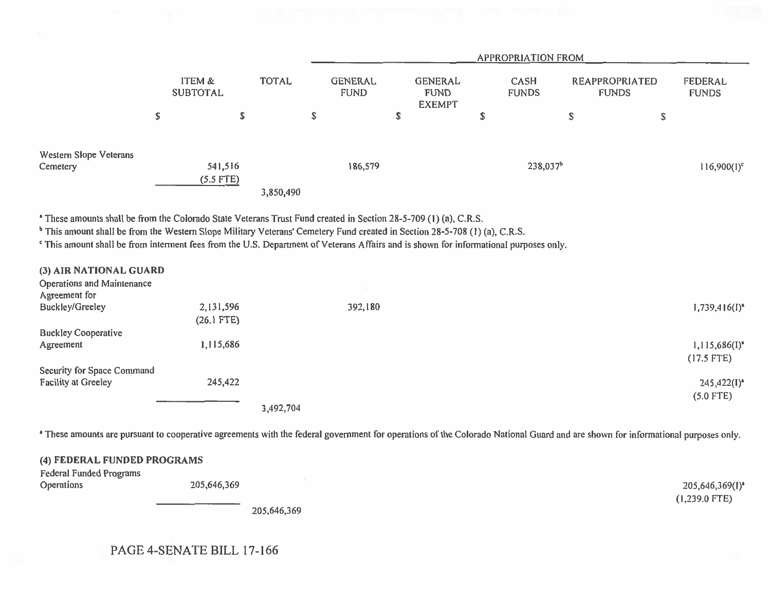| | ITEM & SUBTOTAL | TOTAL | APPROPRIATION FROM | | | | |
|---|---|---|---|---|---|---|---|
| | | | GENERAL FUND | GENERAL FUND EXEMPT | CASH FUNDS | REAPPROPRIATED FUNDS | FEDERAL FUNDS |
| | $ | $ | $ | $ | $ | $ | $ |
| Western Slope Veterans Cemetery | 541,516<br>(5.5 FTE) | | 186,579 | | 238,037[b] | | 116,900(I)[c] |
| | | 3,850,490 | | | | | |

[a] These amounts shall be from the Colorado State Veterans Trust Fund created in Section 28-5-709 (1) (a), C.R.S.
[b] This amount shall be from the Western Slope Military Veterans' Cemetery Fund created in Section 28-5-708 (1) (a), C.R.S.
[c] This amount shall be from interment fees from the U.S. Department of Veterans Affairs and is shown for informational purposes only.

| | ITEM & SUBTOTAL | TOTAL | GENERAL FUND | GENERAL FUND EXEMPT | CASH FUNDS | REAPPROPRIATED FUNDS | FEDERAL FUNDS |
|---|---|---|---|---|---|---|---|
| **(3) AIR NATIONAL GUARD** | | | | | | | |
| Operations and Maintenance Agreement for Buckley/Greeley | 2,131,596<br>(26.1 FTE) | | 392,180 | | | | 1,739,416(I)[a] |
| Buckley Cooperative Agreement | 1,115,686 | | | | | | 1,115,686(I)[a]<br>(17.5 FTE) |
| Security for Space Command Facility at Greeley | 245,422 | | | | | | 245,422(I)[a]<br>(5.0 FTE) |
| | | 3,492,704 | | | | | |

[a] These amounts are pursuant to cooperative agreements with the federal government for operations of the Colorado National Guard and are shown for informational purposes only.

| | ITEM & SUBTOTAL | TOTAL | GENERAL FUND | GENERAL FUND EXEMPT | CASH FUNDS | REAPPROPRIATED FUNDS | FEDERAL FUNDS |
|---|---|---|---|---|---|---|---|
| **(4) FEDERAL FUNDED PROGRAMS** | | | | | | | |
| Federal Funded Programs Operations | 205,646,369 | | | | | | 205,646,369(I)[a]<br>(1,239.0 FTE) |
| | | 205,646,369 | | | | | |

PAGE 4-SENATE BILL 17-166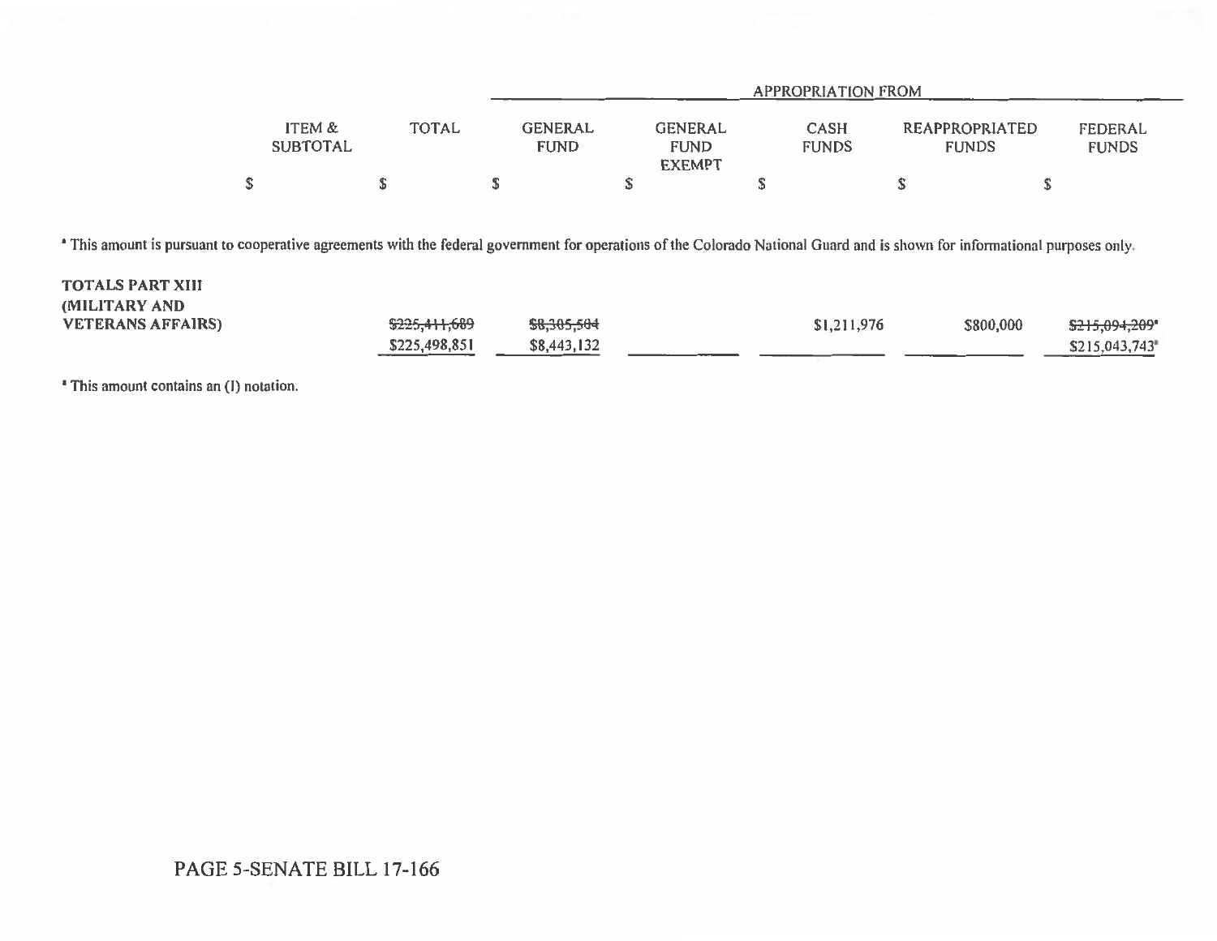| | ITEM & SUBTOTAL | TOTAL | APPROPRIATION FROM | | | | |
|---|---|---|---|---|---|---|---|
| | | | GENERAL FUND | GENERAL FUND EXEMPT | CASH FUNDS | REAPPROPRIATED FUNDS | FEDERAL FUNDS |
| | $ | $ | $ | $ | $ | $ | $ |

[a] This amount is pursuant to cooperative agreements with the federal government for operations of the Colorado National Guard and is shown for informational purposes only.

| | TOTAL | GENERAL FUND | GENERAL FUND EXEMPT | CASH FUNDS | REAPPROPRIATED FUNDS | FEDERAL FUNDS |
|---|---|---|---|---|---|---|
| **TOTALS PART XIII (MILITARY AND VETERANS AFFAIRS)** | ~~$225,411,689~~ $225,498,851 | ~~$8,305,504~~ $8,443,132 | | $1,211,976 | $800,000 | ~~$215,094,209~~[a] $215,043,743[a] |

[a] This amount contains an (I) notation.

PAGE 5-SENATE BILL 17-166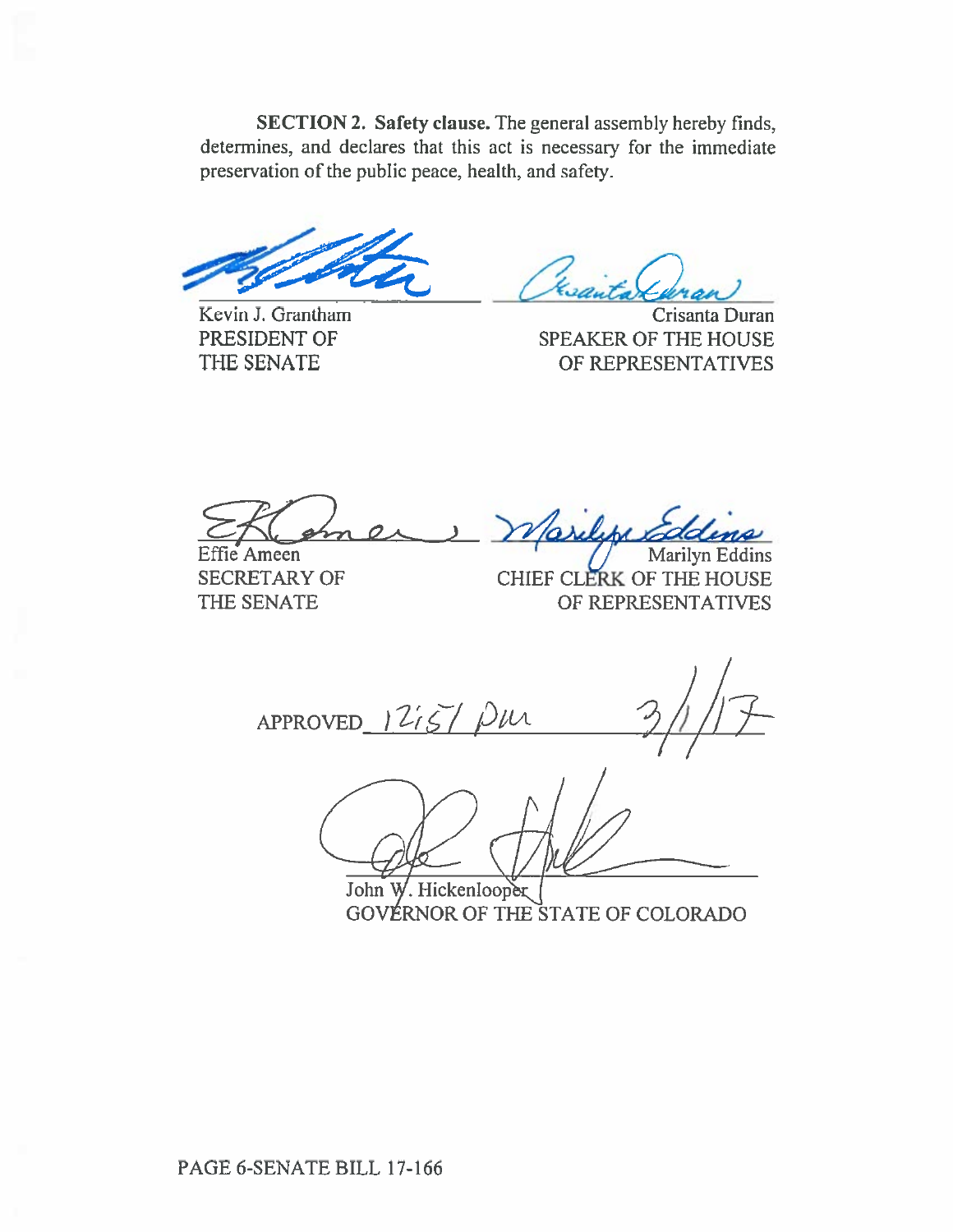**SECTION 2. Safety clause.** The general assembly hereby finds, determines, and declares that this act is necessary for the immediate preservation of the public peace, health, and safety.

Kevin J. Grantham
PRESIDENT OF
THE SENATE

Crisanta Duran
SPEAKER OF THE HOUSE
OF REPRESENTATIVES

Effie Ameen
SECRETARY OF
THE SENATE

Marilyn Eddins
CHIEF CLERK OF THE HOUSE
OF REPRESENTATIVES

APPROVED 12:51 PM 3/1/17

John W. Hickenlooper
GOVERNOR OF THE STATE OF COLORADO

PAGE 6-SENATE BILL 17-166